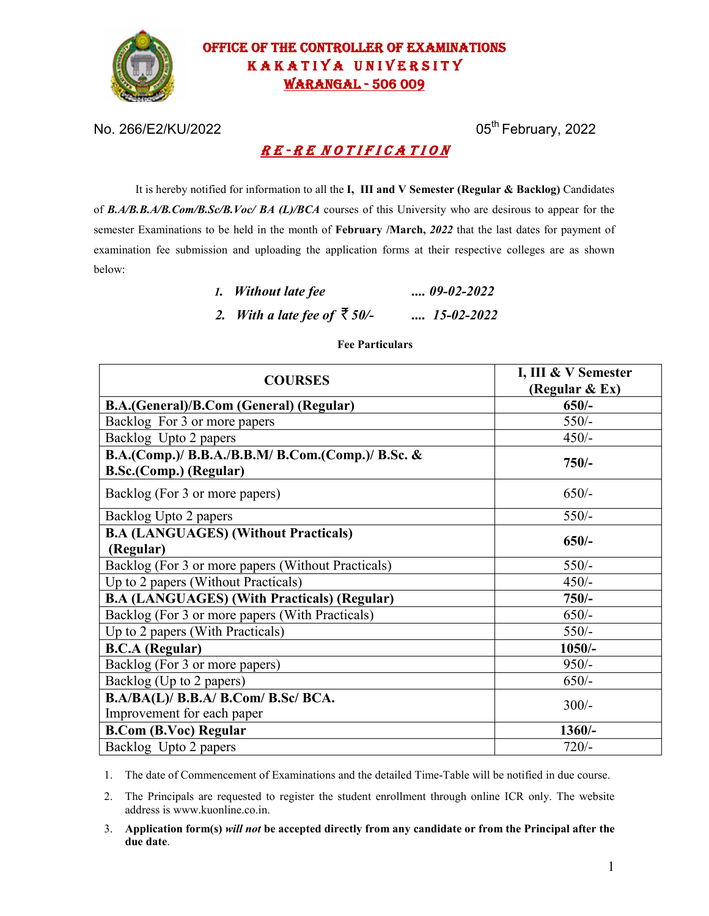# OFFICE OF THE CONTROLLER OF EXAMINATIONS
# KAKATIYA UNIVERSITY
## WARANGAL - 506 009

No. 266/E2/KU/2022 05th February, 2022

## *RE-RE NOTIFICATION*

It is hereby notified for information to all the **I, III and V Semester (Regular & Backlog)** Candidates of ***B.A/B.B.A/B.Com/B.Sc/B.Voc/ BA (L)/BCA*** courses of this University who are desirous to appear for the semester Examinations to be held in the month of **February /March, *2022*** that the last dates for payment of examination fee submission and uploading the application forms at their respective colleges are as shown below:

1. ***Without late fee .... 09-02-2022***
2. ***With a late fee of ₹ 50/- .... 15-02-2022***

**Fee Particulars**

| COURSES | I, III & V Semester (Regular & Ex) |
|---|---|
| **B.A.(General)/B.Com (General) (Regular)** | **650/-** |
| Backlog For 3 or more papers | 550/- |
| Backlog Upto 2 papers | 450/- |
| **B.A.(Comp.)/ B.B.A./B.B.M/ B.Com.(Comp.)/ B.Sc. & B.Sc.(Comp.) (Regular)** | **750/-** |
| Backlog (For 3 or more papers) | 650/- |
| Backlog Upto 2 papers | 550/- |
| **B.A (LANGUAGES) (Without Practicals) (Regular)** | **650/-** |
| Backlog (For 3 or more papers (Without Practicals) | 550/- |
| Up to 2 papers (Without Practicals) | 450/- |
| **B.A (LANGUAGES) (With Practicals) (Regular)** | **750/-** |
| Backlog (For 3 or more papers (With Practicals) | 650/- |
| Up to 2 papers (With Practicals) | 550/- |
| **B.C.A (Regular)** | **1050/-** |
| Backlog (For 3 or more papers) | 950/- |
| Backlog (Up to 2 papers) | 650/- |
| **B.A/BA(L)/ B.B.A/ B.Com/ B.Sc/ BCA.** Improvement for each paper | 300/- |
| **B.Com (B.Voc) Regular** | **1360/-** |
| Backlog Upto 2 papers | 720/- |

1. The date of Commencement of Examinations and the detailed Time-Table will be notified in due course.
2. The Principals are requested to register the student enrollment through online ICR only. The website address is www.kuonline.co.in.
3. **Application form(s) *will not* be accepted directly from any candidate or from the Principal after the due date**.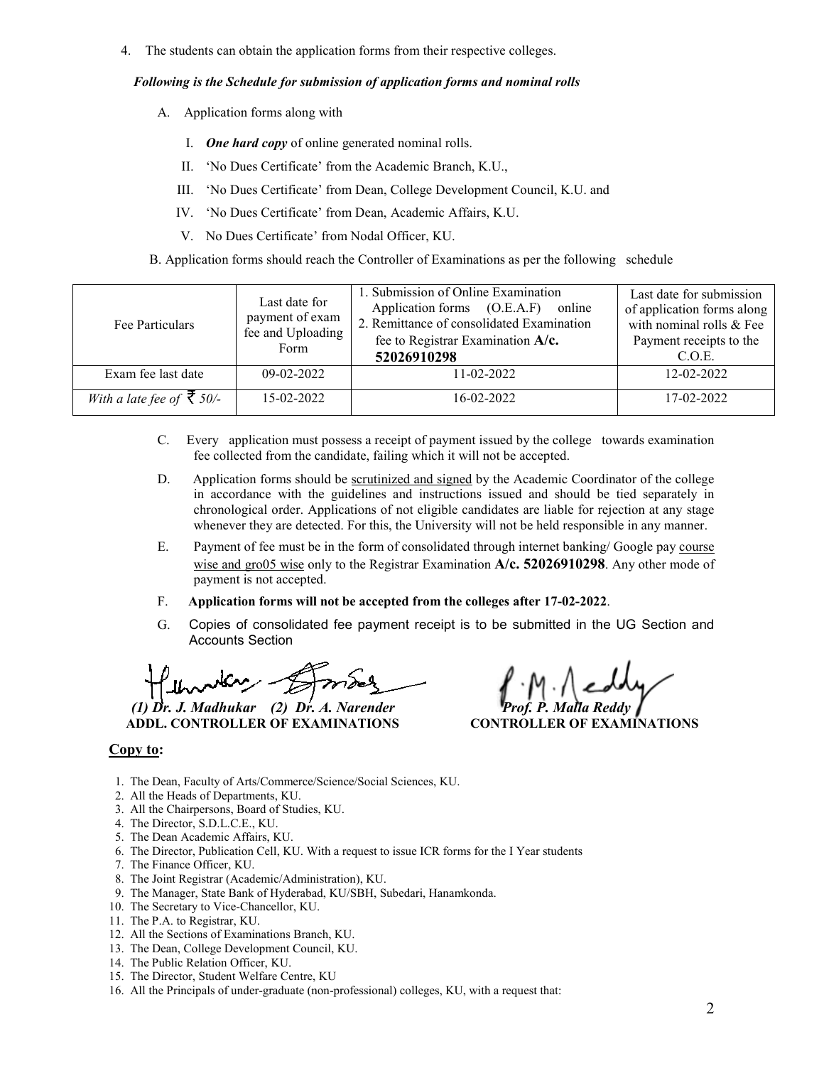4. The students can obtain the application forms from their respective colleges.

***Following is the Schedule for submission of application forms and nominal rolls***

A. Application forms along with

I. ***One hard copy*** of online generated nominal rolls.

II. 'No Dues Certificate' from the Academic Branch, K.U.,

III. 'No Dues Certificate' from Dean, College Development Council, K.U. and

IV. 'No Dues Certificate' from Dean, Academic Affairs, K.U.

V. No Dues Certificate' from Nodal Officer, KU.

B. Application forms should reach the Controller of Examinations as per the following schedule

| Fee Particulars | Last date for payment of exam fee and Uploading Form | 1. Submission of Online Examination Application forms (O.E.A.F) online 2. Remittance of consolidated Examination fee to Registrar Examination **A/c. 52026910298** | Last date for submission of application forms along with nominal rolls & Fee Payment receipts to the C.O.E. |
|---|---|---|---|
| Exam fee last date | 09-02-2022 | 11-02-2022 | 12-02-2022 |
| *With a late fee of ₹ 50/-* | 15-02-2022 | 16-02-2022 | 17-02-2022 |

C. Every application must possess a receipt of payment issued by the college towards examination fee collected from the candidate, failing which it will not be accepted.

D. Application forms should be <u>scrutinized and signed</u> by the Academic Coordinator of the college in accordance with the guidelines and instructions issued and should be tied separately in chronological order. Applications of not eligible candidates are liable for rejection at any stage whenever they are detected. For this, the University will not be held responsible in any manner.

E. Payment of fee must be in the form of consolidated through internet banking/ Google pay <u>course wise and gro05 wise</u> only to the Registrar Examination **A/c. 52026910298**. Any other mode of payment is not accepted.

F. **Application forms will not be accepted from the colleges after 17-02-2022**.

G. Copies of consolidated fee payment receipt is to be submitted in the UG Section and Accounts Section

*(1) Dr. J. Madhukar (2) Dr. A. Narender*
**ADDL. CONTROLLER OF EXAMINATIONS**

*Prof. P. Malla Reddy*
**CONTROLLER OF EXAMINATIONS**

**<u>Copy to</u>:**

1. The Dean, Faculty of Arts/Commerce/Science/Social Sciences, KU.
2. All the Heads of Departments, KU.
3. All the Chairpersons, Board of Studies, KU.
4. The Director, S.D.L.C.E., KU.
5. The Dean Academic Affairs, KU.
6. The Director, Publication Cell, KU. With a request to issue ICR forms for the I Year students
7. The Finance Officer, KU.
8. The Joint Registrar (Academic/Administration), KU.
9. The Manager, State Bank of Hyderabad, KU/SBH, Subedari, Hanamkonda.
10. The Secretary to Vice-Chancellor, KU.
11. The P.A. to Registrar, KU.
12. All the Sections of Examinations Branch, KU.
13. The Dean, College Development Council, KU.
14. The Public Relation Officer, KU.
15. The Director, Student Welfare Centre, KU
16. All the Principals of under-graduate (non-professional) colleges, KU, with a request that: